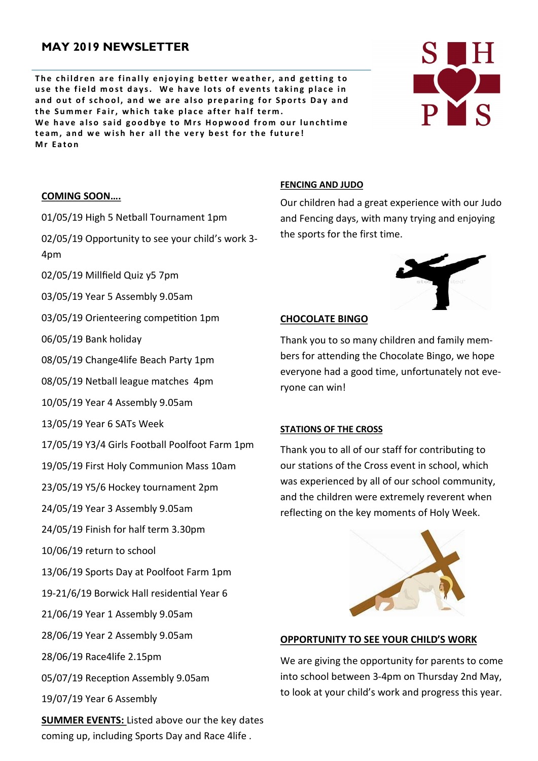# MAY 2019 NEWSLETTER

**The children are finally enjoying better weather, and getting to use the field most days. We have lots of events taking place in and out of school, and we are also preparing for Sports Day and the Summer Fair, which take place after half term.**
**We have also said goodbye to Mrs Hopwood from our lunchtime team, and we wish her all the very best for the future!**
**Mr Eaton**

## COMING SOON….

01/05/19 High 5 Netball Tournament 1pm

02/05/19 Opportunity to see your child's work 3-4pm

02/05/19 Millfield Quiz y5 7pm

03/05/19 Year 5 Assembly 9.05am

03/05/19 Orienteering competition 1pm

06/05/19 Bank holiday

08/05/19 Change4life Beach Party 1pm

08/05/19 Netball league matches 4pm

10/05/19 Year 4 Assembly 9.05am

13/05/19 Year 6 SATs Week

17/05/19 Y3/4 Girls Football Poolfoot Farm 1pm

19/05/19 First Holy Communion Mass 10am

23/05/19 Y5/6 Hockey tournament 2pm

24/05/19 Year 3 Assembly 9.05am

24/05/19 Finish for half term 3.30pm

10/06/19 return to school

13/06/19 Sports Day at Poolfoot Farm 1pm

19-21/6/19 Borwick Hall residential Year 6

21/06/19 Year 1 Assembly 9.05am

28/06/19 Year 2 Assembly 9.05am

28/06/19 Race4life 2.15pm

05/07/19 Reception Assembly 9.05am

19/07/19 Year 6 Assembly

**SUMMER EVENTS:** Listed above our the key dates coming up, including Sports Day and Race 4life .

## FENCING AND JUDO

Our children had a great experience with our Judo and Fencing days, with many trying and enjoying the sports for the first time.

## CHOCOLATE BINGO

Thank you to so many children and family members for attending the Chocolate Bingo, we hope everyone had a good time, unfortunately not everyone can win!

## STATIONS OF THE CROSS

Thank you to all of our staff for contributing to our stations of the Cross event in school, which was experienced by all of our school community, and the children were extremely reverent when reflecting on the key moments of Holy Week.

## OPPORTUNITY TO SEE YOUR CHILD'S WORK

We are giving the opportunity for parents to come into school between 3-4pm on Thursday 2nd May, to look at your child's work and progress this year.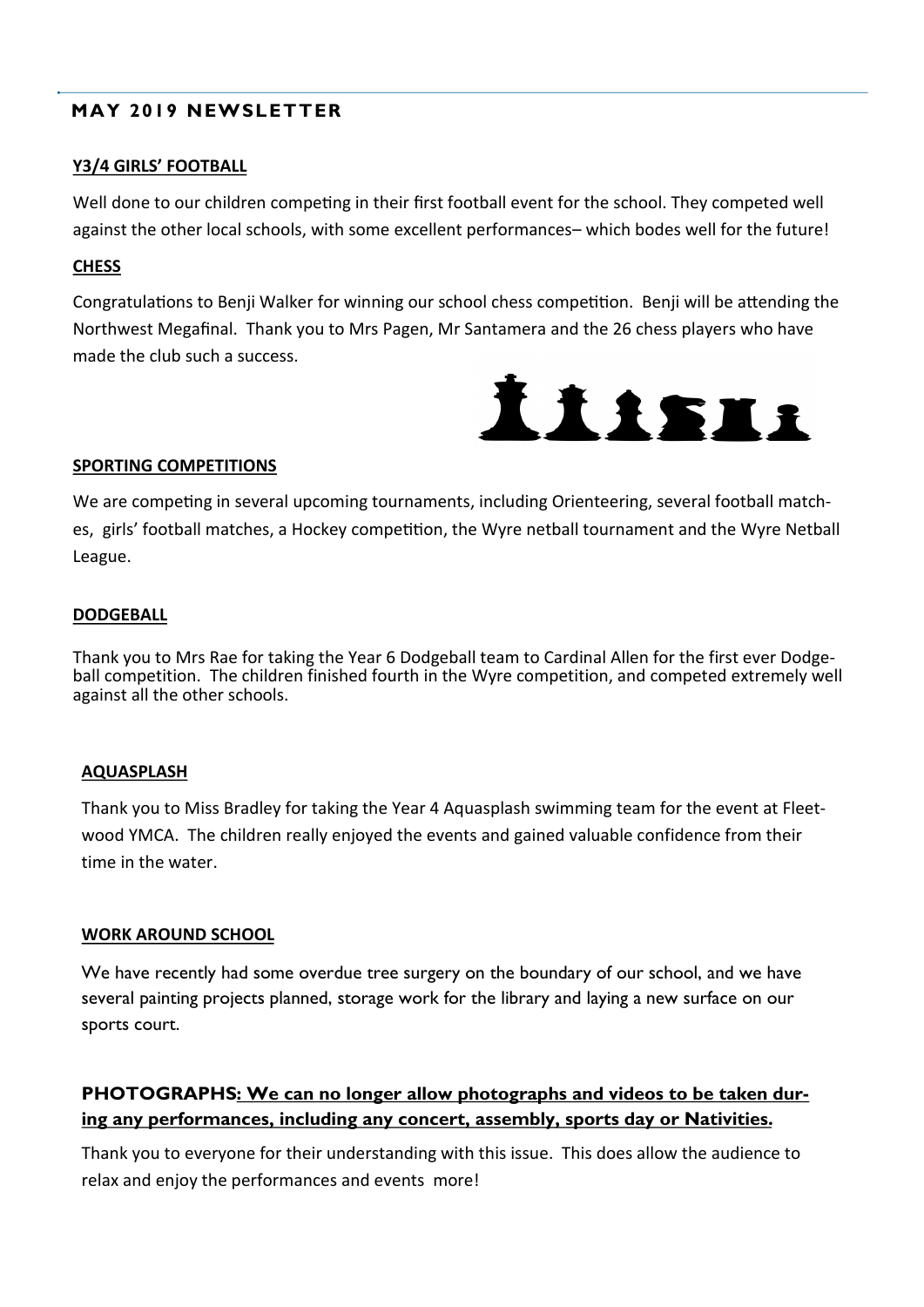## MAY 2019 NEWSLETTER

**Y3/4 GIRLS' FOOTBALL**

Well done to our children competing in their first football event for the school. They competed well against the other local schools, with some excellent performances– which bodes well for the future!

**CHESS**

Congratulations to Benji Walker for winning our school chess competition. Benji will be attending the Northwest Megafinal. Thank you to Mrs Pagen, Mr Santamera and the 26 chess players who have made the club such a success.

**SPORTING COMPETITIONS**

We are competing in several upcoming tournaments, including Orienteering, several football matches, girls' football matches, a Hockey competition, the Wyre netball tournament and the Wyre Netball League.

**DODGEBALL**

Thank you to Mrs Rae for taking the Year 6 Dodgeball team to Cardinal Allen for the first ever Dodgeball competition. The children finished fourth in the Wyre competition, and competed extremely well against all the other schools.

**AQUASPLASH**

Thank you to Miss Bradley for taking the Year 4 Aquasplash swimming team for the event at Fleetwood YMCA. The children really enjoyed the events and gained valuable confidence from their time in the water.

**WORK AROUND SCHOOL**

We have recently had some overdue tree surgery on the boundary of our school, and we have several painting projects planned, storage work for the library and laying a new surface on our sports court.

**PHOTOGRAPHS: We can no longer allow photographs and videos to be taken during any performances, including any concert, assembly, sports day or Nativities.**

Thank you to everyone for their understanding with this issue. This does allow the audience to relax and enjoy the performances and events more!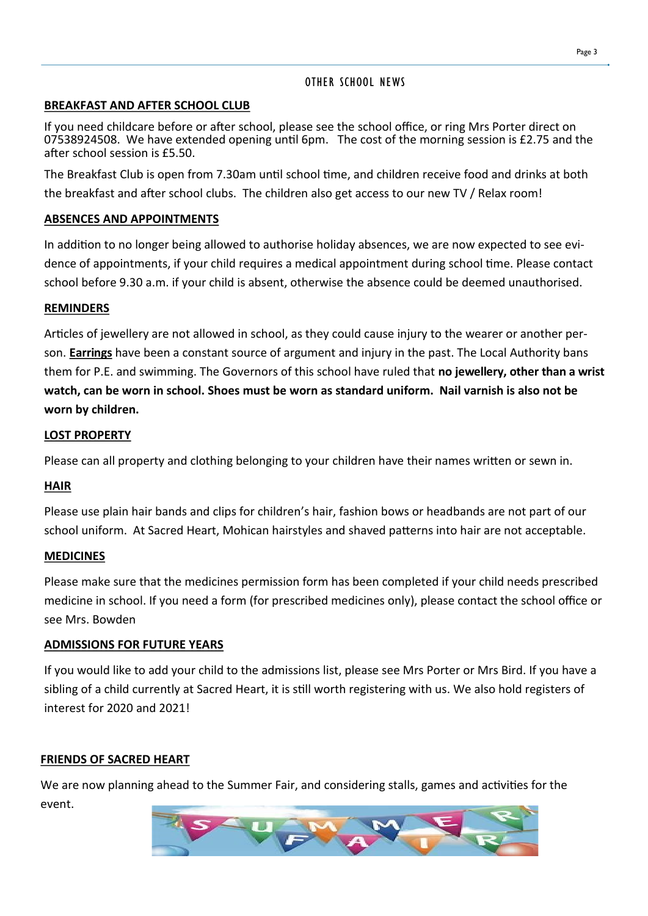## OTHER SCHOOL NEWS

### BREAKFAST AND AFTER SCHOOL CLUB

If you need childcare before or after school, please see the school office, or ring Mrs Porter direct on 07538924508. We have extended opening until 6pm. The cost of the morning session is £2.75 and the after school session is £5.50.

The Breakfast Club is open from 7.30am until school time, and children receive food and drinks at both the breakfast and after school clubs. The children also get access to our new TV / Relax room!

### ABSENCES AND APPOINTMENTS

In addition to no longer being allowed to authorise holiday absences, we are now expected to see evidence of appointments, if your child requires a medical appointment during school time. Please contact school before 9.30 a.m. if your child is absent, otherwise the absence could be deemed unauthorised.

### REMINDERS

Articles of jewellery are not allowed in school, as they could cause injury to the wearer or another person. **Earrings** have been a constant source of argument and injury in the past. The Local Authority bans them for P.E. and swimming. The Governors of this school have ruled that **no jewellery, other than a wrist watch, can be worn in school. Shoes must be worn as standard uniform. Nail varnish is also not be worn by children.**

### LOST PROPERTY

Please can all property and clothing belonging to your children have their names written or sewn in.

### HAIR

Please use plain hair bands and clips for children's hair, fashion bows or headbands are not part of our school uniform. At Sacred Heart, Mohican hairstyles and shaved patterns into hair are not acceptable.

### MEDICINES

Please make sure that the medicines permission form has been completed if your child needs prescribed medicine in school. If you need a form (for prescribed medicines only), please contact the school office or see Mrs. Bowden

### ADMISSIONS FOR FUTURE YEARS

If you would like to add your child to the admissions list, please see Mrs Porter or Mrs Bird. If you have a sibling of a child currently at Sacred Heart, it is still worth registering with us. We also hold registers of interest for 2020 and 2021!

### FRIENDS OF SACRED HEART

We are now planning ahead to the Summer Fair, and considering stalls, games and activities for the event.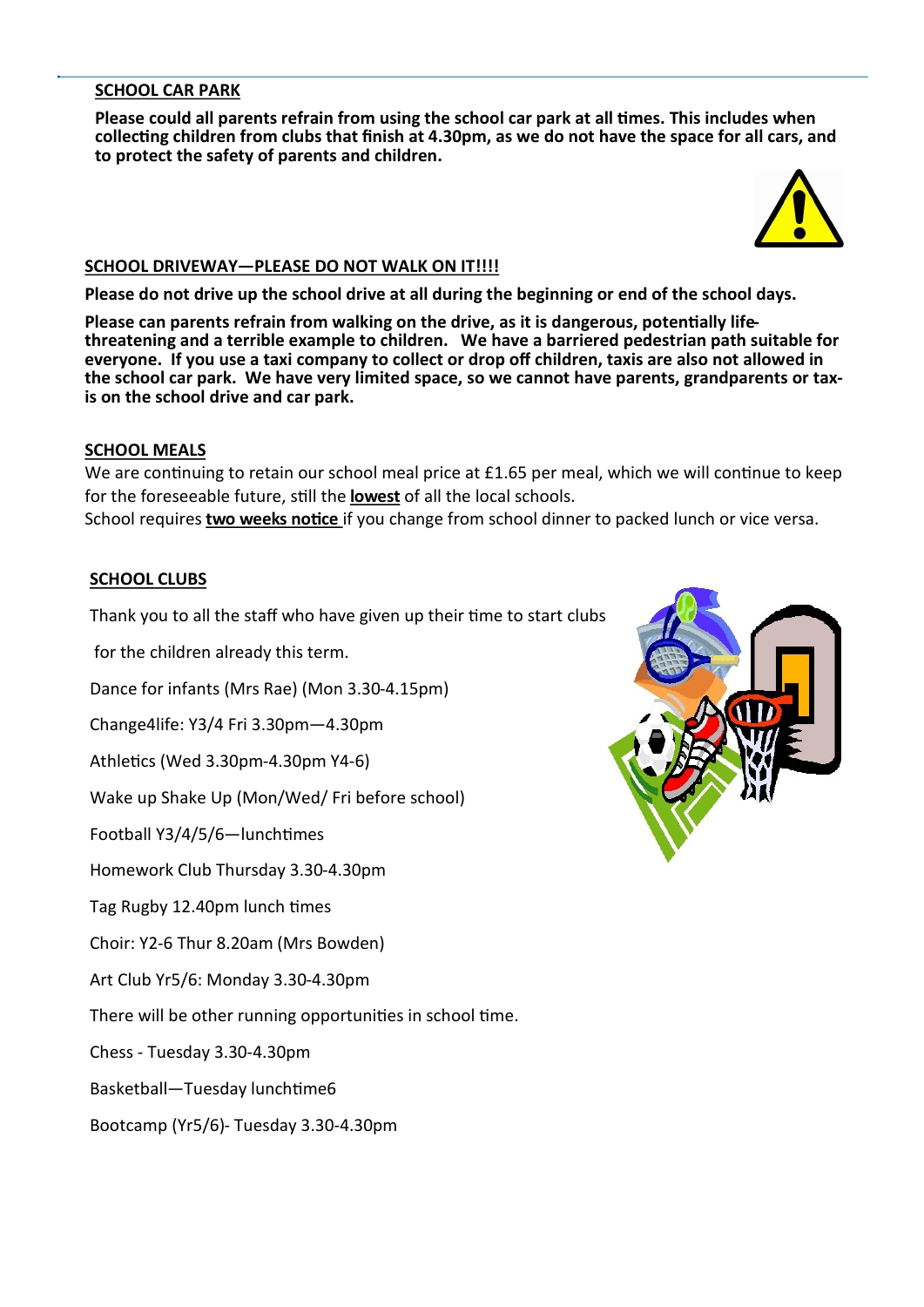## SCHOOL CAR PARK

**Please could all parents refrain from using the school car park at all times. This includes when collecting children from clubs that finish at 4.30pm, as we do not have the space for all cars, and to protect the safety of parents and children.**

## SCHOOL DRIVEWAY—PLEASE DO NOT WALK ON IT!!!!

**Please do not drive up the school drive at all during the beginning or end of the school days.**

**Please can parents refrain from walking on the drive, as it is dangerous, potentially life-threatening and a terrible example to children. We have a barriered pedestrian path suitable for everyone. If you use a taxi company to collect or drop off children, taxis are also not allowed in the school car park. We have very limited space, so we cannot have parents, grandparents or taxis on the school drive and car park.**

## SCHOOL MEALS

We are continuing to retain our school meal price at £1.65 per meal, which we will continue to keep for the foreseeable future, still the **lowest** of all the local schools.
School requires **two weeks notice** if you change from school dinner to packed lunch or vice versa.

## SCHOOL CLUBS

Thank you to all the staff who have given up their time to start clubs for the children already this term.

Dance for infants (Mrs Rae) (Mon 3.30-4.15pm)

Change4life: Y3/4 Fri 3.30pm—4.30pm

Athletics (Wed 3.30pm-4.30pm Y4-6)

Wake up Shake Up (Mon/Wed/ Fri before school)

Football Y3/4/5/6—lunchtimes

Homework Club Thursday 3.30-4.30pm

Tag Rugby 12.40pm lunch times

Choir: Y2-6 Thur 8.20am (Mrs Bowden)

Art Club Yr5/6: Monday 3.30-4.30pm

There will be other running opportunities in school time.

Chess - Tuesday 3.30-4.30pm

Basketball—Tuesday lunchtime6

Bootcamp (Yr5/6)- Tuesday 3.30-4.30pm